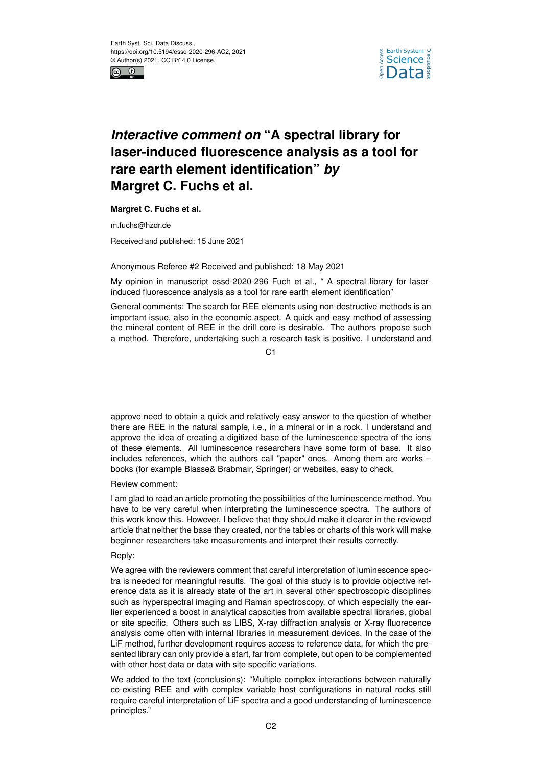Earth Syst. Sci. Data Discuss.,
https://doi.org/10.5194/essd-2020-296-AC2, 2021
© Author(s) 2021. CC BY 4.0 License.

# *Interactive comment on* "A spectral library for laser-induced fluorescence analysis as a tool for rare earth element identification" *by* Margret C. Fuchs et al.

**Margret C. Fuchs et al.**

m.fuchs@hzdr.de

Received and published: 15 June 2021

Anonymous Referee #2 Received and published: 18 May 2021

My opinion in manuscript essd-2020-296 Fuch et al., " A spectral library for laser-induced fluorescence analysis as a tool for rare earth element identification"

General comments: The search for REE elements using non-destructive methods is an important issue, also in the economic aspect. A quick and easy method of assessing the mineral content of REE in the drill core is desirable. The authors propose such a method. Therefore, undertaking such a research task is positive. I understand and approve need to obtain a quick and relatively easy answer to the question of whether there are REE in the natural sample, i.e., in a mineral or in a rock. I understand and approve the idea of creating a digitized base of the luminescence spectra of the ions of these elements. All luminescence researchers have some form of base. It also includes references, which the authors call "paper" ones. Among them are works – books (for example Blasse& Brabmair, Springer) or websites, easy to check.

Review comment:

I am glad to read an article promoting the possibilities of the luminescence method. You have to be very careful when interpreting the luminescence spectra. The authors of this work know this. However, I believe that they should make it clearer in the reviewed article that neither the base they created, nor the tables or charts of this work will make beginner researchers take measurements and interpret their results correctly.

Reply:

We agree with the reviewers comment that careful interpretation of luminescence spectra is needed for meaningful results. The goal of this study is to provide objective reference data as it is already state of the art in several other spectroscopic disciplines such as hyperspectral imaging and Raman spectroscopy, of which especially the earlier experienced a boost in analytical capacities from available spectral libraries, global or site specific. Others such as LIBS, X-ray diffraction analysis or X-ray fluorecence analysis come often with internal libraries in measurement devices. In the case of the LiF method, further development requires access to reference data, for which the presented library can only provide a start, far from complete, but open to be complemented with other host data or data with site specific variations.

We added to the text (conclusions): "Multiple complex interactions between naturally co-existing REE and with complex variable host configurations in natural rocks still require careful interpretation of LiF spectra and a good understanding of luminescence principles."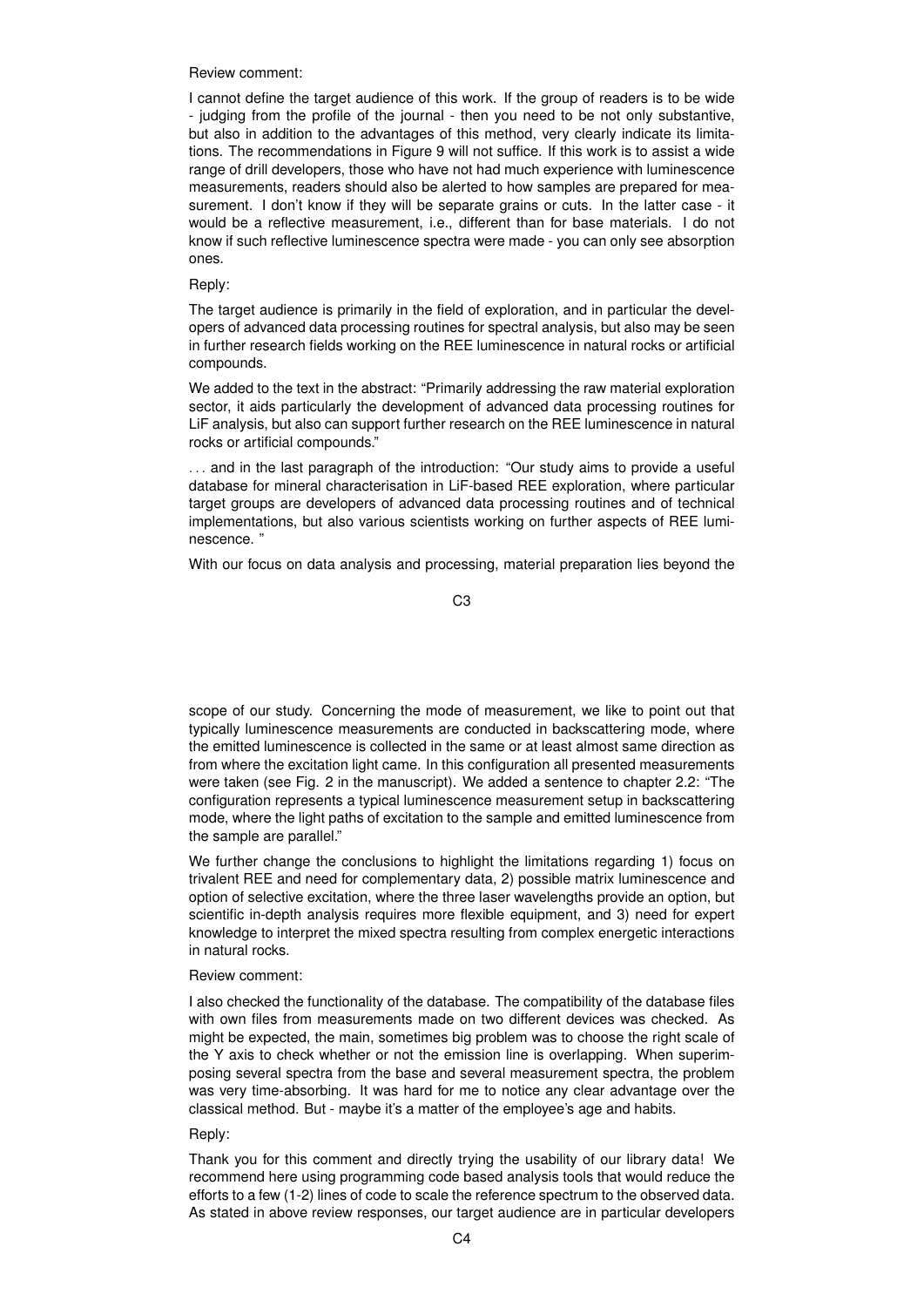Review comment:

I cannot define the target audience of this work. If the group of readers is to be wide - judging from the profile of the journal - then you need to be not only substantive, but also in addition to the advantages of this method, very clearly indicate its limitations. The recommendations in Figure 9 will not suffice. If this work is to assist a wide range of drill developers, those who have not had much experience with luminescence measurements, readers should also be alerted to how samples are prepared for measurement. I don't know if they will be separate grains or cuts. In the latter case - it would be a reflective measurement, i.e., different than for base materials. I do not know if such reflective luminescence spectra were made - you can only see absorption ones.

Reply:

The target audience is primarily in the field of exploration, and in particular the developers of advanced data processing routines for spectral analysis, but also may be seen in further research fields working on the REE luminescence in natural rocks or artificial compounds.

We added to the text in the abstract: "Primarily addressing the raw material exploration sector, it aids particularly the development of advanced data processing routines for LiF analysis, but also can support further research on the REE luminescence in natural rocks or artificial compounds."

. . . and in the last paragraph of the introduction: "Our study aims to provide a useful database for mineral characterisation in LiF-based REE exploration, where particular target groups are developers of advanced data processing routines and of technical implementations, but also various scientists working on further aspects of REE luminescence. "

With our focus on data analysis and processing, material preparation lies beyond the scope of our study. Concerning the mode of measurement, we like to point out that typically luminescence measurements are conducted in backscattering mode, where the emitted luminescence is collected in the same or at least almost same direction as from where the excitation light came. In this configuration all presented measurements were taken (see Fig. 2 in the manuscript). We added a sentence to chapter 2.2: "The configuration represents a typical luminescence measurement setup in backscattering mode, where the light paths of excitation to the sample and emitted luminescence from the sample are parallel."

We further change the conclusions to highlight the limitations regarding 1) focus on trivalent REE and need for complementary data, 2) possible matrix luminescence and option of selective excitation, where the three laser wavelengths provide an option, but scientific in-depth analysis requires more flexible equipment, and 3) need for expert knowledge to interpret the mixed spectra resulting from complex energetic interactions in natural rocks.

Review comment:

I also checked the functionality of the database. The compatibility of the database files with own files from measurements made on two different devices was checked. As might be expected, the main, sometimes big problem was to choose the right scale of the Y axis to check whether or not the emission line is overlapping. When superimposing several spectra from the base and several measurement spectra, the problem was very time-absorbing. It was hard for me to notice any clear advantage over the classical method. But - maybe it's a matter of the employee's age and habits.

Reply:

Thank you for this comment and directly trying the usability of our library data! We recommend here using programming code based analysis tools that would reduce the efforts to a few (1-2) lines of code to scale the reference spectrum to the observed data. As stated in above review responses, our target audience are in particular developers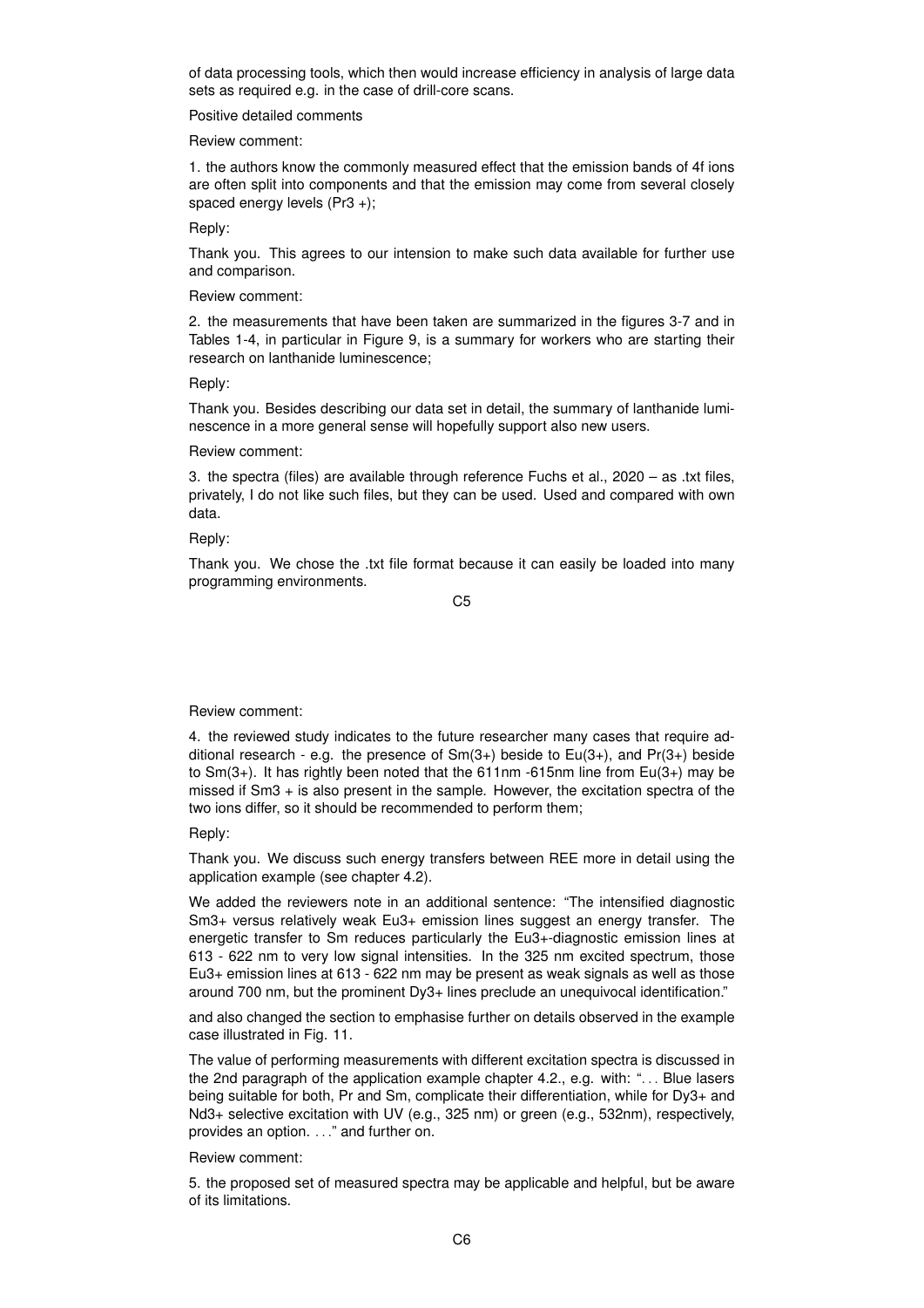of data processing tools, which then would increase efficiency in analysis of large data sets as required e.g. in the case of drill-core scans.

Positive detailed comments

Review comment:

1. the authors know the commonly measured effect that the emission bands of 4f ions are often split into components and that the emission may come from several closely spaced energy levels ($Pr^{3+}$);

Reply:

Thank you. This agrees to our intension to make such data available for further use and comparison.

Review comment:

2. the measurements that have been taken are summarized in the figures 3-7 and in Tables 1-4, in particular in Figure 9, is a summary for workers who are starting their research on lanthanide luminescence;

Reply:

Thank you. Besides describing our data set in detail, the summary of lanthanide luminescence in a more general sense will hopefully support also new users.

Review comment:

3. the spectra (files) are available through reference Fuchs et al., 2020 – as .txt files, privately, I do not like such files, but they can be used. Used and compared with own data.

Reply:

Thank you. We chose the .txt file format because it can easily be loaded into many programming environments.

Review comment:

4. the reviewed study indicates to the future researcher many cases that require additional research - e.g. the presence of Sm(3+) beside to Eu(3+), and Pr(3+) beside to Sm(3+). It has rightly been noted that the 611nm -615nm line from Eu(3+) may be missed if $Sm^{3+}$ is also present in the sample. However, the excitation spectra of the two ions differ, so it should be recommended to perform them;

Reply:

Thank you. We discuss such energy transfers between REE more in detail using the application example (see chapter 4.2).

We added the reviewers note in an additional sentence: "The intensified diagnostic $Sm^{3+}$ versus relatively weak $Eu^{3+}$ emission lines suggest an energy transfer. The energetic transfer to Sm reduces particularly the $Eu^{3+}$-diagnostic emission lines at 613 - 622 nm to very low signal intensities. In the 325 nm excited spectrum, those $Eu^{3+}$ emission lines at 613 - 622 nm may be present as weak signals as well as those around 700 nm, but the prominent $Dy^{3+}$ lines preclude an unequivocal identification."

and also changed the section to emphasise further on details observed in the example case illustrated in Fig. 11.

The value of performing measurements with different excitation spectra is discussed in the 2nd paragraph of the application example chapter 4.2., e.g. with: "... Blue lasers being suitable for both, Pr and Sm, complicate their differentiation, while for $Dy^{3+}$ and $Nd^{3+}$ selective excitation with UV (e.g., 325 nm) or green (e.g., 532nm), respectively, provides an option. ..." and further on.

Review comment:

5. the proposed set of measured spectra may be applicable and helpful, but be aware of its limitations.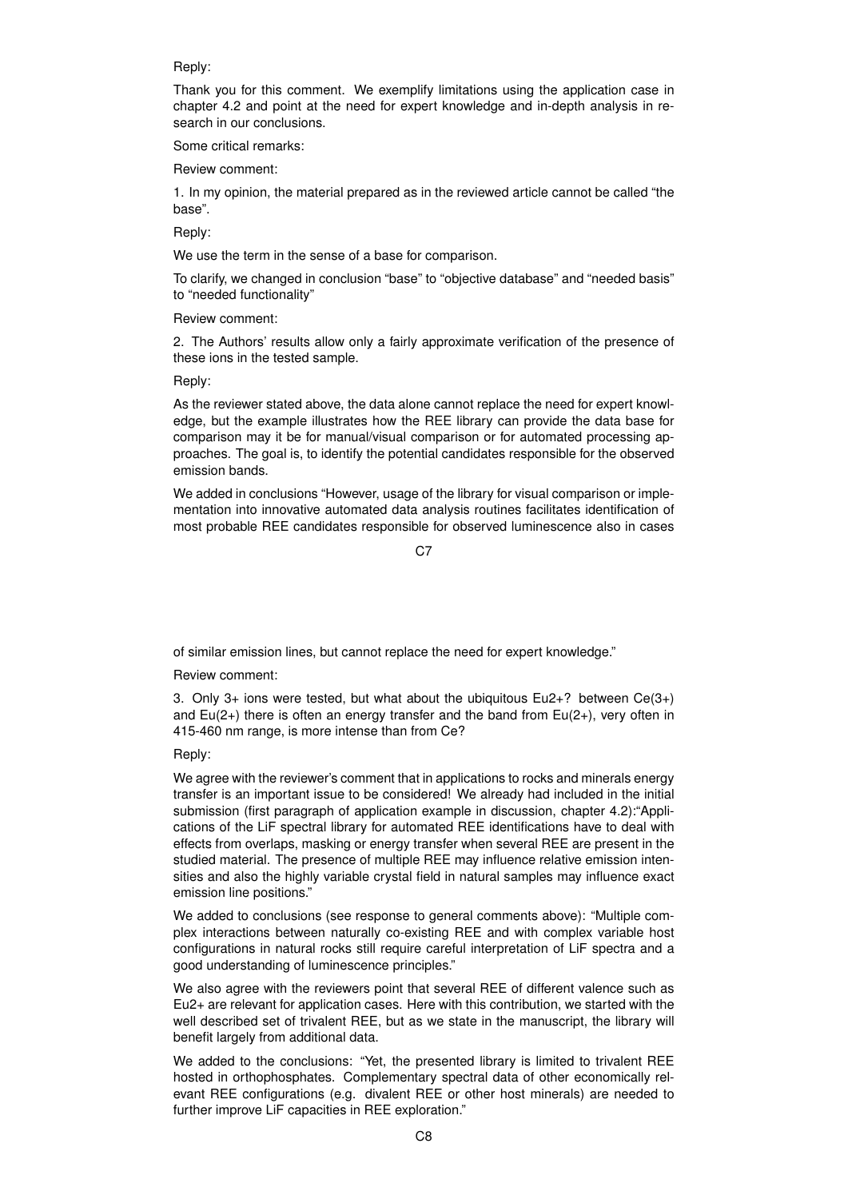Reply:

Thank you for this comment. We exemplify limitations using the application case in chapter 4.2 and point at the need for expert knowledge and in-depth analysis in research in our conclusions.

Some critical remarks:

Review comment:

1. In my opinion, the material prepared as in the reviewed article cannot be called "the base".

Reply:

We use the term in the sense of a base for comparison.

To clarify, we changed in conclusion "base" to "objective database" and "needed basis" to "needed functionality"

Review comment:

2. The Authors' results allow only a fairly approximate verification of the presence of these ions in the tested sample.

Reply:

As the reviewer stated above, the data alone cannot replace the need for expert knowledge, but the example illustrates how the REE library can provide the data base for comparison may it be for manual/visual comparison or for automated processing approaches. The goal is, to identify the potential candidates responsible for the observed emission bands.

We added in conclusions "However, usage of the library for visual comparison or implementation into innovative automated data analysis routines facilitates identification of most probable REE candidates responsible for observed luminescence also in cases of similar emission lines, but cannot replace the need for expert knowledge."

Review comment:

3. Only 3+ ions were tested, but what about the ubiquitous Eu2+? between Ce(3+) and Eu(2+) there is often an energy transfer and the band from Eu(2+), very often in 415-460 nm range, is more intense than from Ce?

Reply:

We agree with the reviewer's comment that in applications to rocks and minerals energy transfer is an important issue to be considered! We already had included in the initial submission (first paragraph of application example in discussion, chapter 4.2):"Applications of the LiF spectral library for automated REE identifications have to deal with effects from overlaps, masking or energy transfer when several REE are present in the studied material. The presence of multiple REE may influence relative emission intensities and also the highly variable crystal field in natural samples may influence exact emission line positions."

We added to conclusions (see response to general comments above): "Multiple complex interactions between naturally co-existing REE and with complex variable host configurations in natural rocks still require careful interpretation of LiF spectra and a good understanding of luminescence principles."

We also agree with the reviewers point that several REE of different valence such as Eu2+ are relevant for application cases. Here with this contribution, we started with the well described set of trivalent REE, but as we state in the manuscript, the library will benefit largely from additional data.

We added to the conclusions: "Yet, the presented library is limited to trivalent REE hosted in orthophosphates. Complementary spectral data of other economically relevant REE configurations (e.g. divalent REE or other host minerals) are needed to further improve LiF capacities in REE exploration."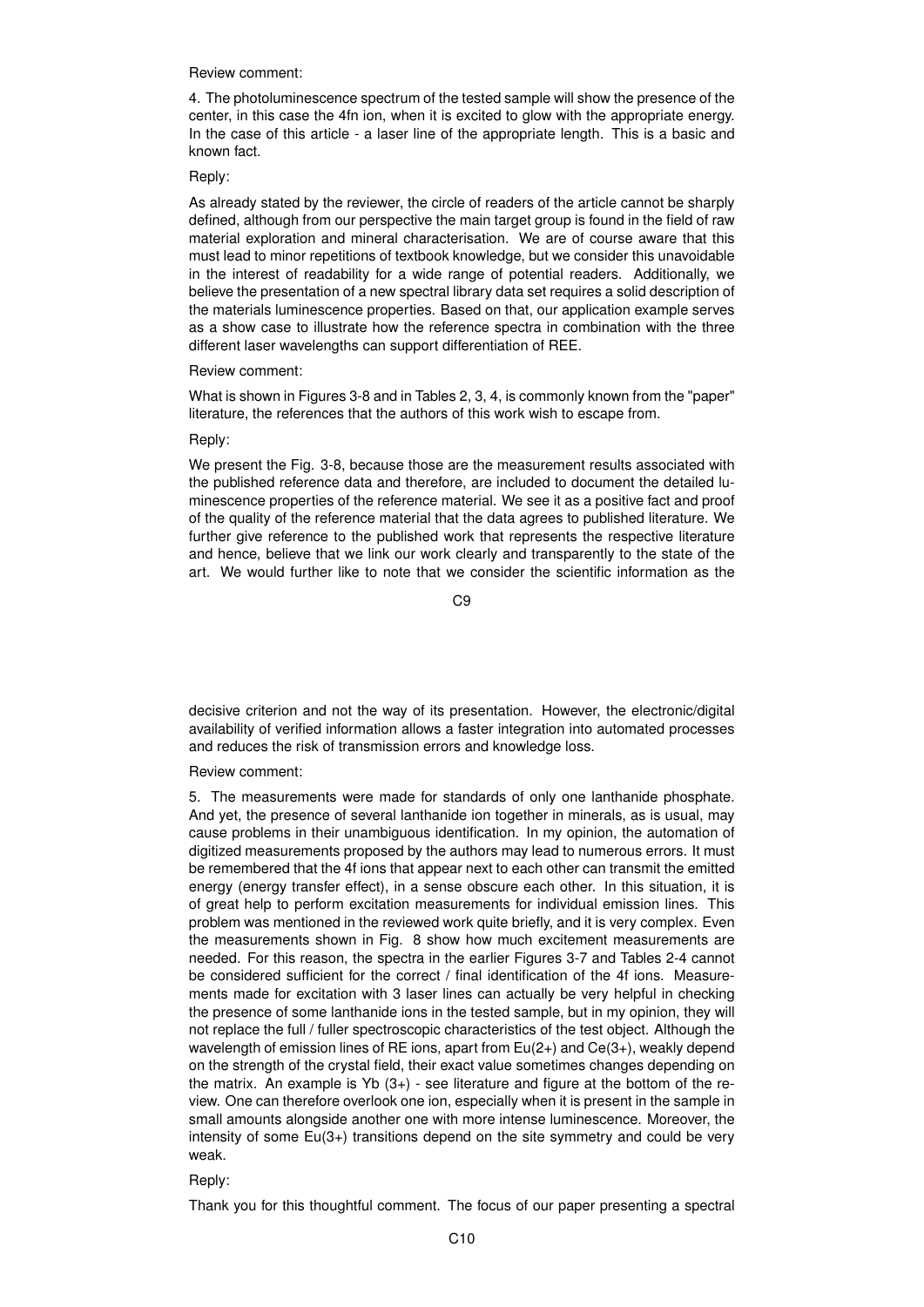Review comment:

4. The photoluminescence spectrum of the tested sample will show the presence of the center, in this case the 4fn ion, when it is excited to glow with the appropriate energy. In the case of this article - a laser line of the appropriate length. This is a basic and known fact.

Reply:

As already stated by the reviewer, the circle of readers of the article cannot be sharply defined, although from our perspective the main target group is found in the field of raw material exploration and mineral characterisation. We are of course aware that this must lead to minor repetitions of textbook knowledge, but we consider this unavoidable in the interest of readability for a wide range of potential readers. Additionally, we believe the presentation of a new spectral library data set requires a solid description of the materials luminescence properties. Based on that, our application example serves as a show case to illustrate how the reference spectra in combination with the three different laser wavelengths can support differentiation of REE.

Review comment:

What is shown in Figures 3-8 and in Tables 2, 3, 4, is commonly known from the "paper" literature, the references that the authors of this work wish to escape from.

Reply:

We present the Fig. 3-8, because those are the measurement results associated with the published reference data and therefore, are included to document the detailed luminescence properties of the reference material. We see it as a positive fact and proof of the quality of the reference material that the data agrees to published literature. We further give reference to the published work that represents the respective literature and hence, believe that we link our work clearly and transparently to the state of the art. We would further like to note that we consider the scientific information as the decisive criterion and not the way of its presentation. However, the electronic/digital availability of verified information allows a faster integration into automated processes and reduces the risk of transmission errors and knowledge loss.

Review comment:

5. The measurements were made for standards of only one lanthanide phosphate. And yet, the presence of several lanthanide ion together in minerals, as is usual, may cause problems in their unambiguous identification. In my opinion, the automation of digitized measurements proposed by the authors may lead to numerous errors. It must be remembered that the 4f ions that appear next to each other can transmit the emitted energy (energy transfer effect), in a sense obscure each other. In this situation, it is of great help to perform excitation measurements for individual emission lines. This problem was mentioned in the reviewed work quite briefly, and it is very complex. Even the measurements shown in Fig. 8 show how much excitement measurements are needed. For this reason, the spectra in the earlier Figures 3-7 and Tables 2-4 cannot be considered sufficient for the correct / final identification of the 4f ions. Measurements made for excitation with 3 laser lines can actually be very helpful in checking the presence of some lanthanide ions in the tested sample, but in my opinion, they will not replace the full / fuller spectroscopic characteristics of the test object. Although the wavelength of emission lines of RE ions, apart from $Eu^{2+}$ and $Ce^{3+}$, weakly depend on the strength of the crystal field, their exact value sometimes changes depending on the matrix. An example is $Yb^{3+}$ - see literature and figure at the bottom of the review. One can therefore overlook one ion, especially when it is present in the sample in small amounts alongside another one with more intense luminescence. Moreover, the intensity of some $Eu^{3+}$ transitions depend on the site symmetry and could be very weak.

Reply:

Thank you for this thoughtful comment. The focus of our paper presenting a spectral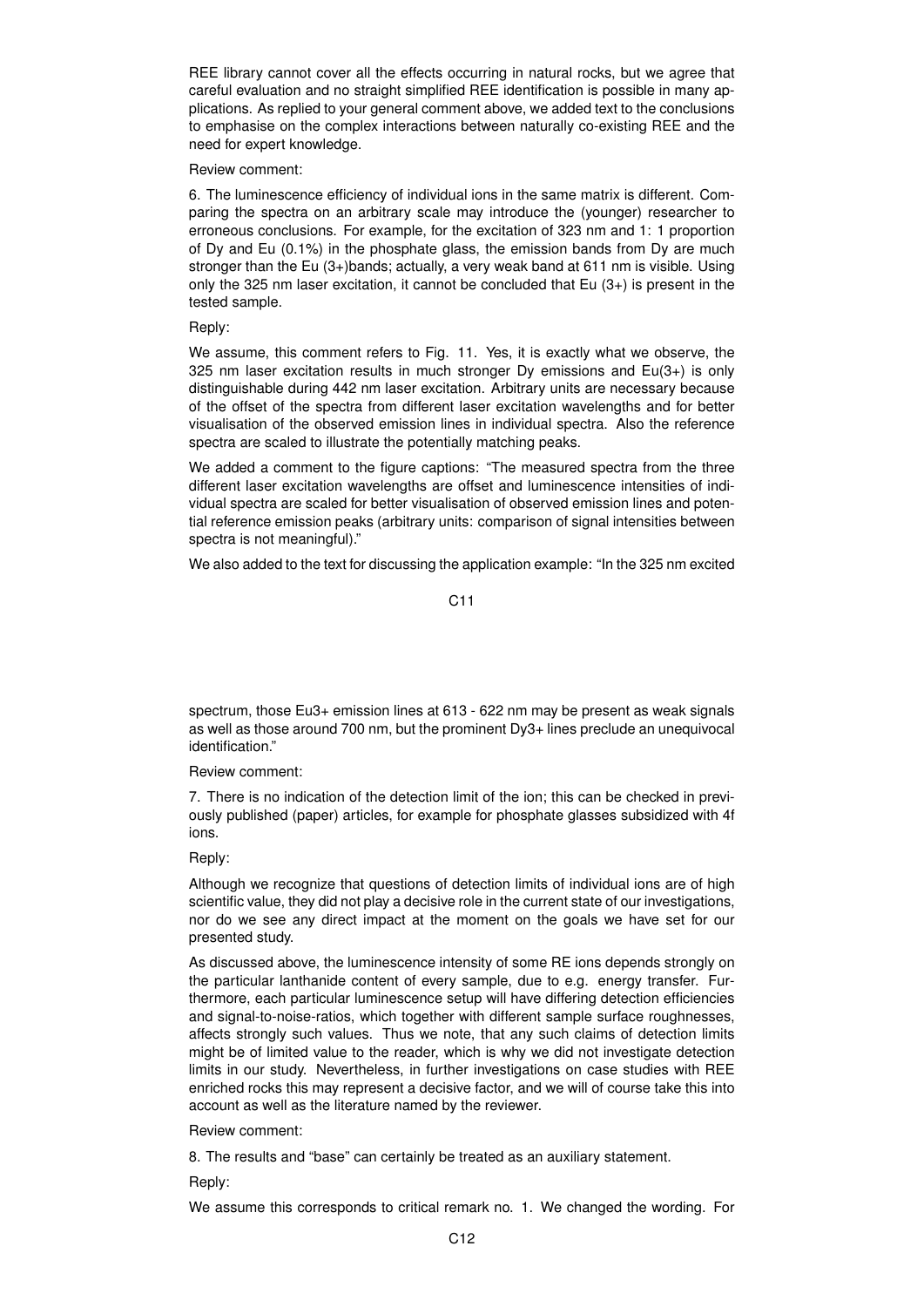REE library cannot cover all the effects occurring in natural rocks, but we agree that careful evaluation and no straight simplified REE identification is possible in many applications. As replied to your general comment above, we added text to the conclusions to emphasise on the complex interactions between naturally co-existing REE and the need for expert knowledge.

Review comment:

6. The luminescence efficiency of individual ions in the same matrix is different. Comparing the spectra on an arbitrary scale may introduce the (younger) researcher to erroneous conclusions. For example, for the excitation of 323 nm and 1: 1 proportion of Dy and Eu (0.1%) in the phosphate glass, the emission bands from Dy are much stronger than the Eu (3+)bands; actually, a very weak band at 611 nm is visible. Using only the 325 nm laser excitation, it cannot be concluded that Eu (3+) is present in the tested sample.

Reply:

We assume, this comment refers to Fig. 11. Yes, it is exactly what we observe, the 325 nm laser excitation results in much stronger Dy emissions and Eu(3+) is only distinguishable during 442 nm laser excitation. Arbitrary units are necessary because of the offset of the spectra from different laser excitation wavelengths and for better visualisation of the observed emission lines in individual spectra. Also the reference spectra are scaled to illustrate the potentially matching peaks.

We added a comment to the figure captions: "The measured spectra from the three different laser excitation wavelengths are offset and luminescence intensities of individual spectra are scaled for better visualisation of observed emission lines and potential reference emission peaks (arbitrary units: comparison of signal intensities between spectra is not meaningful)."

We also added to the text for discussing the application example: "In the 325 nm excited spectrum, those $Eu^{3+}$ emission lines at 613 - 622 nm may be present as weak signals as well as those around 700 nm, but the prominent $Dy^{3+}$ lines preclude an unequivocal identification."

Review comment:

7. There is no indication of the detection limit of the ion; this can be checked in previously published (paper) articles, for example for phosphate glasses subsidized with 4f ions.

Reply:

Although we recognize that questions of detection limits of individual ions are of high scientific value, they did not play a decisive role in the current state of our investigations, nor do we see any direct impact at the moment on the goals we have set for our presented study.

As discussed above, the luminescence intensity of some RE ions depends strongly on the particular lanthanide content of every sample, due to e.g. energy transfer. Furthermore, each particular luminescence setup will have differing detection efficiencies and signal-to-noise-ratios, which together with different sample surface roughnesses, affects strongly such values. Thus we note, that any such claims of detection limits might be of limited value to the reader, which is why we did not investigate detection limits in our study. Nevertheless, in further investigations on case studies with REE enriched rocks this may represent a decisive factor, and we will of course take this into account as well as the literature named by the reviewer.

Review comment:

8. The results and "base" can certainly be treated as an auxiliary statement.

Reply:

We assume this corresponds to critical remark no. 1. We changed the wording. For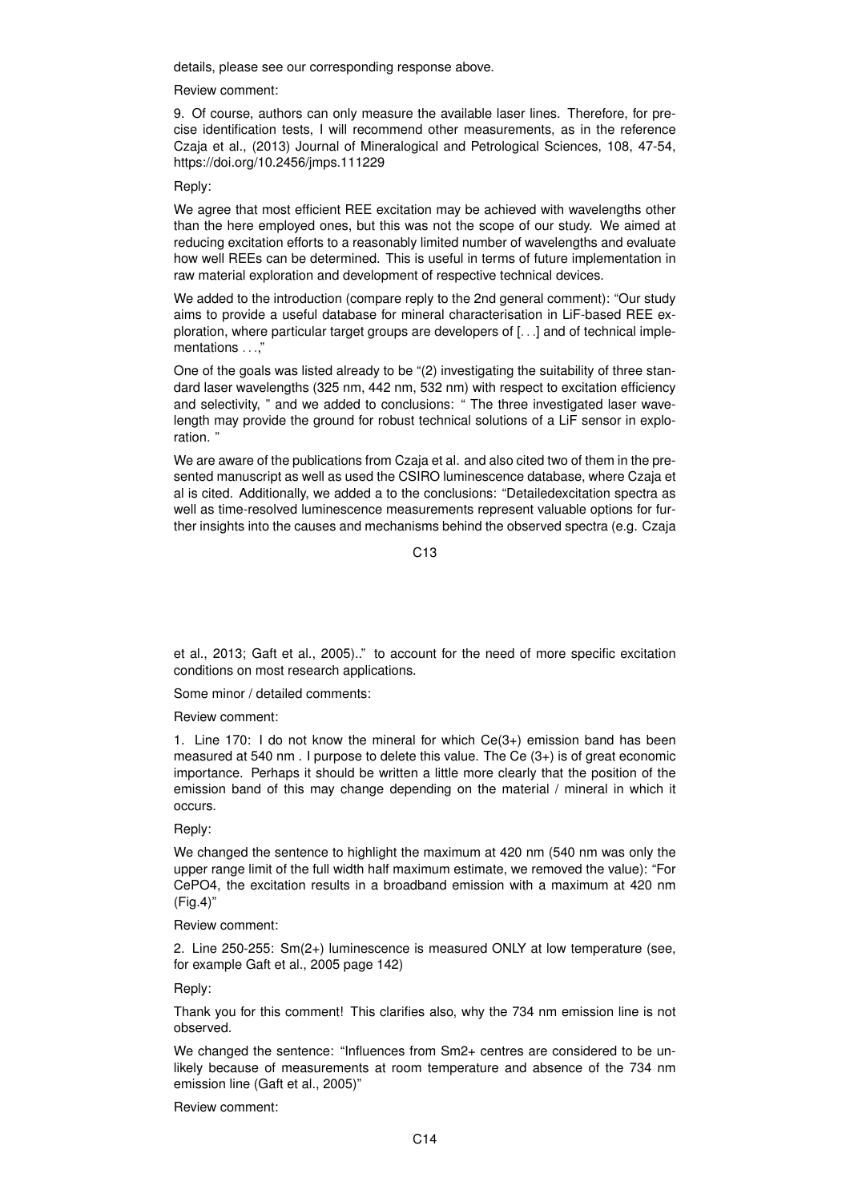details, please see our corresponding response above.

Review comment:

9. Of course, authors can only measure the available laser lines. Therefore, for precise identification tests, I will recommend other measurements, as in the reference Czaja et al., (2013) Journal of Mineralogical and Petrological Sciences, 108, 47-54, https://doi.org/10.2456/jmps.111229

Reply:

We agree that most efficient REE excitation may be achieved with wavelengths other than the here employed ones, but this was not the scope of our study. We aimed at reducing excitation efforts to a reasonably limited number of wavelengths and evaluate how well REEs can be determined. This is useful in terms of future implementation in raw material exploration and development of respective technical devices.

We added to the introduction (compare reply to the 2nd general comment): "Our study aims to provide a useful database for mineral characterisation in LiF-based REE exploration, where particular target groups are developers of [. . .] and of technical implementations . . .,"

One of the goals was listed already to be "(2) investigating the suitability of three standard laser wavelengths (325 nm, 442 nm, 532 nm) with respect to excitation efficiency and selectivity, " and we added to conclusions: " The three investigated laser wavelength may provide the ground for robust technical solutions of a LiF sensor in exploration. "

We are aware of the publications from Czaja et al. and also cited two of them in the presented manuscript as well as used the CSIRO luminescence database, where Czaja et al is cited. Additionally, we added a to the conclusions: "Detailedexcitation spectra as well as time-resolved luminescence measurements represent valuable options for further insights into the causes and mechanisms behind the observed spectra (e.g. Czaja et al., 2013; Gaft et al., 2005).." to account for the need of more specific excitation conditions on most research applications.

Some minor / detailed comments:

Review comment:

1. Line 170: I do not know the mineral for which Ce(3+) emission band has been measured at 540 nm . I purpose to delete this value. The Ce (3+) is of great economic importance. Perhaps it should be written a little more clearly that the position of the emission band of this may change depending on the material / mineral in which it occurs.

Reply:

We changed the sentence to highlight the maximum at 420 nm (540 nm was only the upper range limit of the full width half maximum estimate, we removed the value): "For $CePO_4$, the excitation results in a broadband emission with a maximum at 420 nm (Fig.4)"

Review comment:

2. Line 250-255: Sm(2+) luminescence is measured ONLY at low temperature (see, for example Gaft et al., 2005 page 142)

Reply:

Thank you for this comment! This clarifies also, why the 734 nm emission line is not observed.

We changed the sentence: "Influences from $Sm^{2+}$ centres are considered to be unlikely because of measurements at room temperature and absence of the 734 nm emission line (Gaft et al., 2005)"

Review comment: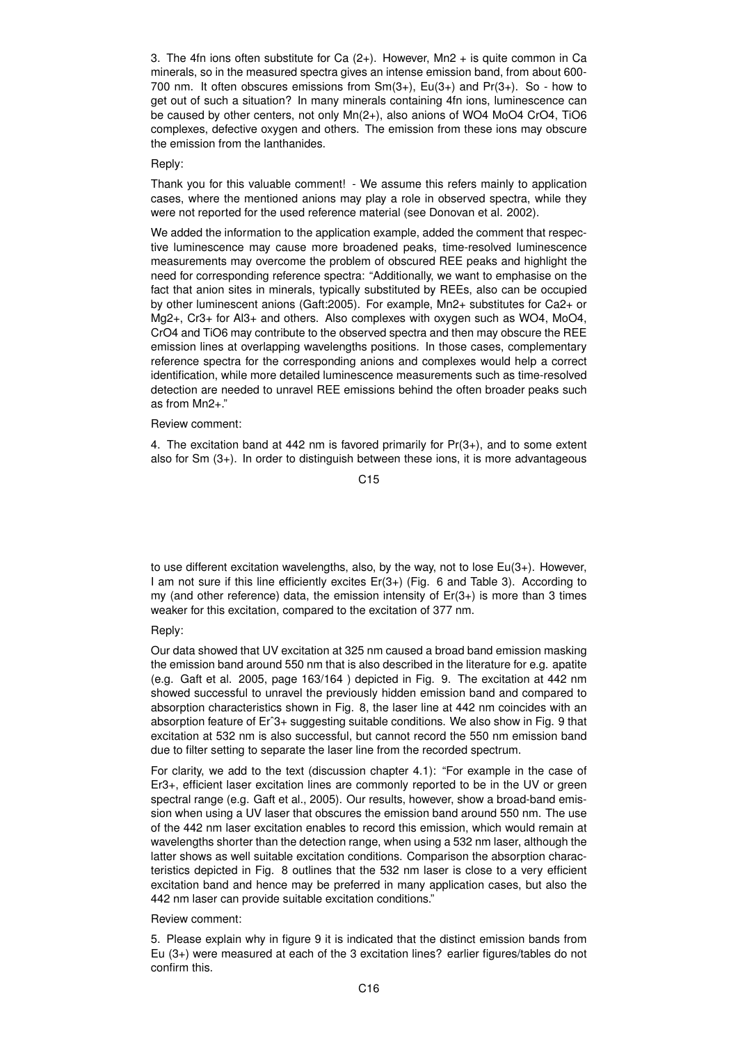3. The 4fn ions often substitute for Ca (2+). However, Mn2 + is quite common in Ca minerals, so in the measured spectra gives an intense emission band, from about 600-700 nm. It often obscures emissions from Sm(3+), Eu(3+) and Pr(3+). So - how to get out of such a situation? In many minerals containing 4fn ions, luminescence can be caused by other centers, not only Mn(2+), also anions of WO4 MoO4 CrO4, TiO6 complexes, defective oxygen and others. The emission from these ions may obscure the emission from the lanthanides.

Reply:

Thank you for this valuable comment! - We assume this refers mainly to application cases, where the mentioned anions may play a role in observed spectra, while they were not reported for the used reference material (see Donovan et al. 2002).

We added the information to the application example, added the comment that respective luminescence may cause more broadened peaks, time-resolved luminescence measurements may overcome the problem of obscured REE peaks and highlight the need for corresponding reference spectra: "Additionally, we want to emphasise on the fact that anion sites in minerals, typically substituted by REEs, also can be occupied by other luminescent anions (Gaft:2005). For example, Mn2+ substitutes for Ca2+ or Mg2+, Cr3+ for Al3+ and others. Also complexes with oxygen such as WO4, MoO4, CrO4 and TiO6 may contribute to the observed spectra and then may obscure the REE emission lines at overlapping wavelengths positions. In those cases, complementary reference spectra for the corresponding anions and complexes would help a correct identification, while more detailed luminescence measurements such as time-resolved detection are needed to unravel REE emissions behind the often broader peaks such as from Mn2+."

Review comment:

4. The excitation band at 442 nm is favored primarily for Pr(3+), and to some extent also for Sm (3+). In order to distinguish between these ions, it is more advantageous to use different excitation wavelengths, also, by the way, not to lose Eu(3+). However, I am not sure if this line efficiently excites Er(3+) (Fig. 6 and Table 3). According to my (and other reference) data, the emission intensity of Er(3+) is more than 3 times weaker for this excitation, compared to the excitation of 377 nm.

Reply:

Our data showed that UV excitation at 325 nm caused a broad band emission masking the emission band around 550 nm that is also described in the literature for e.g. apatite (e.g. Gaft et al. 2005, page 163/164 ) depicted in Fig. 9. The excitation at 442 nm showed successful to unravel the previously hidden emission band and compared to absorption characteristics shown in Fig. 8, the laser line at 442 nm coincides with an absorption feature of Er^3+ suggesting suitable conditions. We also show in Fig. 9 that excitation at 532 nm is also successful, but cannot record the 550 nm emission band due to filter setting to separate the laser line from the recorded spectrum.

For clarity, we add to the text (discussion chapter 4.1): "For example in the case of Er3+, efficient laser excitation lines are commonly reported to be in the UV or green spectral range (e.g. Gaft et al., 2005). Our results, however, show a broad-band emission when using a UV laser that obscures the emission band around 550 nm. The use of the 442 nm laser excitation enables to record this emission, which would remain at wavelengths shorter than the detection range, when using a 532 nm laser, although the latter shows as well suitable excitation conditions. Comparison the absorption characteristics depicted in Fig. 8 outlines that the 532 nm laser is close to a very efficient excitation band and hence may be preferred in many application cases, but also the 442 nm laser can provide suitable excitation conditions."

Review comment:

5. Please explain why in figure 9 it is indicated that the distinct emission bands from Eu (3+) were measured at each of the 3 excitation lines? earlier figures/tables do not confirm this.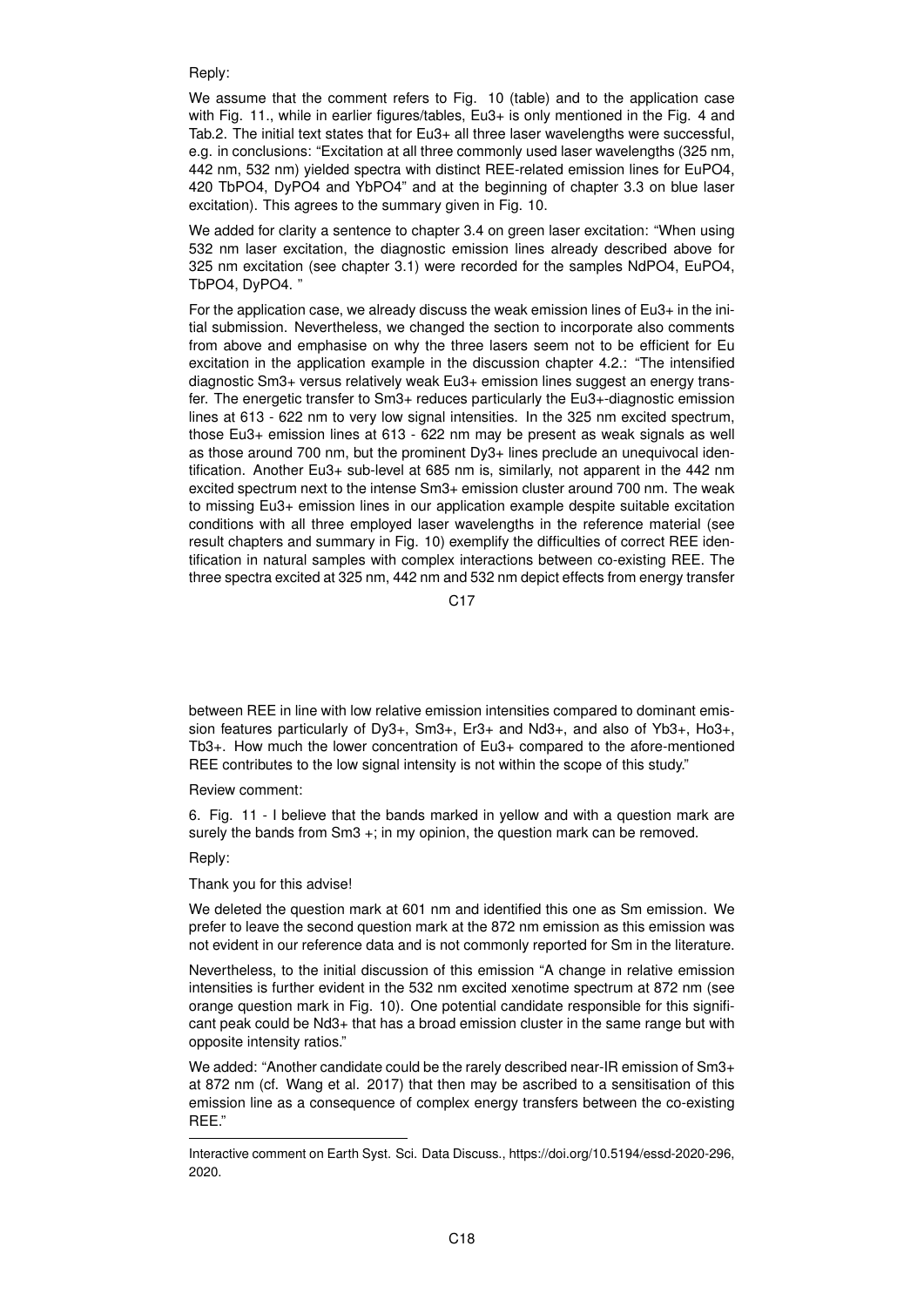Reply:

We assume that the comment refers to Fig. 10 (table) and to the application case with Fig. 11., while in earlier figures/tables, $Eu^{3+}$ is only mentioned in the Fig. 4 and Tab.2. The initial text states that for $Eu^{3+}$ all three laser wavelengths were successful, e.g. in conclusions: "Excitation at all three commonly used laser wavelengths (325 nm, 442 nm, 532 nm) yielded spectra with distinct REE-related emission lines for $EuPO_4$, 420 $TbPO_4$, $DyPO_4$ and $YbPO_4$" and at the beginning of chapter 3.3 on blue laser excitation). This agrees to the summary given in Fig. 10.

We added for clarity a sentence to chapter 3.4 on green laser excitation: "When using 532 nm laser excitation, the diagnostic emission lines already described above for 325 nm excitation (see chapter 3.1) were recorded for the samples $NdPO_4$, $EuPO_4$, $TbPO_4$, $DyPO_4$. "

For the application case, we already discuss the weak emission lines of $Eu^{3+}$ in the initial submission. Nevertheless, we changed the section to incorporate also comments from above and emphasise on why the three lasers seem not to be efficient for Eu excitation in the application example in the discussion chapter 4.2.: "The intensified diagnostic $Sm^{3+}$ versus relatively weak $Eu^{3+}$ emission lines suggest an energy transfer. The energetic transfer to $Sm^{3+}$ reduces particularly the $Eu^{3+}$-diagnostic emission lines at 613 - 622 nm to very low signal intensities. In the 325 nm excited spectrum, those $Eu^{3+}$ emission lines at 613 - 622 nm may be present as weak signals as well as those around 700 nm, but the prominent $Dy^{3+}$ lines preclude an unequivocal identification. Another $Eu^{3+}$ sub-level at 685 nm is, similarly, not apparent in the 442 nm excited spectrum next to the intense $Sm^{3+}$ emission cluster around 700 nm. The weak to missing $Eu^{3+}$ emission lines in our application example despite suitable excitation conditions with all three employed laser wavelengths in the reference material (see result chapters and summary in Fig. 10) exemplify the difficulties of correct REE identification in natural samples with complex interactions between co-existing REE. The three spectra excited at 325 nm, 442 nm and 532 nm depict effects from energy transfer between REE in line with low relative emission intensities compared to dominant emission features particularly of $Dy^{3+}$, $Sm^{3+}$, $Er^{3+}$ and $Nd^{3+}$, and also of $Yb^{3+}$, $Ho^{3+}$, $Tb^{3+}$. How much the lower concentration of $Eu^{3+}$ compared to the afore-mentioned REE contributes to the low signal intensity is not within the scope of this study."

Review comment:

6. Fig. 11 - I believe that the bands marked in yellow and with a question mark are surely the bands from $Sm^{3+}$; in my opinion, the question mark can be removed.

Reply:

Thank you for this advise!

We deleted the question mark at 601 nm and identified this one as Sm emission. We prefer to leave the second question mark at the 872 nm emission as this emission was not evident in our reference data and is not commonly reported for Sm in the literature.

Nevertheless, to the initial discussion of this emission "A change in relative emission intensities is further evident in the 532 nm excited xenotime spectrum at 872 nm (see orange question mark in Fig. 10). One potential candidate responsible for this significant peak could be $Nd^{3+}$ that has a broad emission cluster in the same range but with opposite intensity ratios."

We added: "Another candidate could be the rarely described near-IR emission of $Sm^{3+}$ at 872 nm (cf. Wang et al. 2017) that then may be ascribed to a sensitisation of this emission line as a consequence of complex energy transfers between the co-existing REE."

---

Interactive comment on Earth Syst. Sci. Data Discuss., https://doi.org/10.5194/essd-2020-296, 2020.